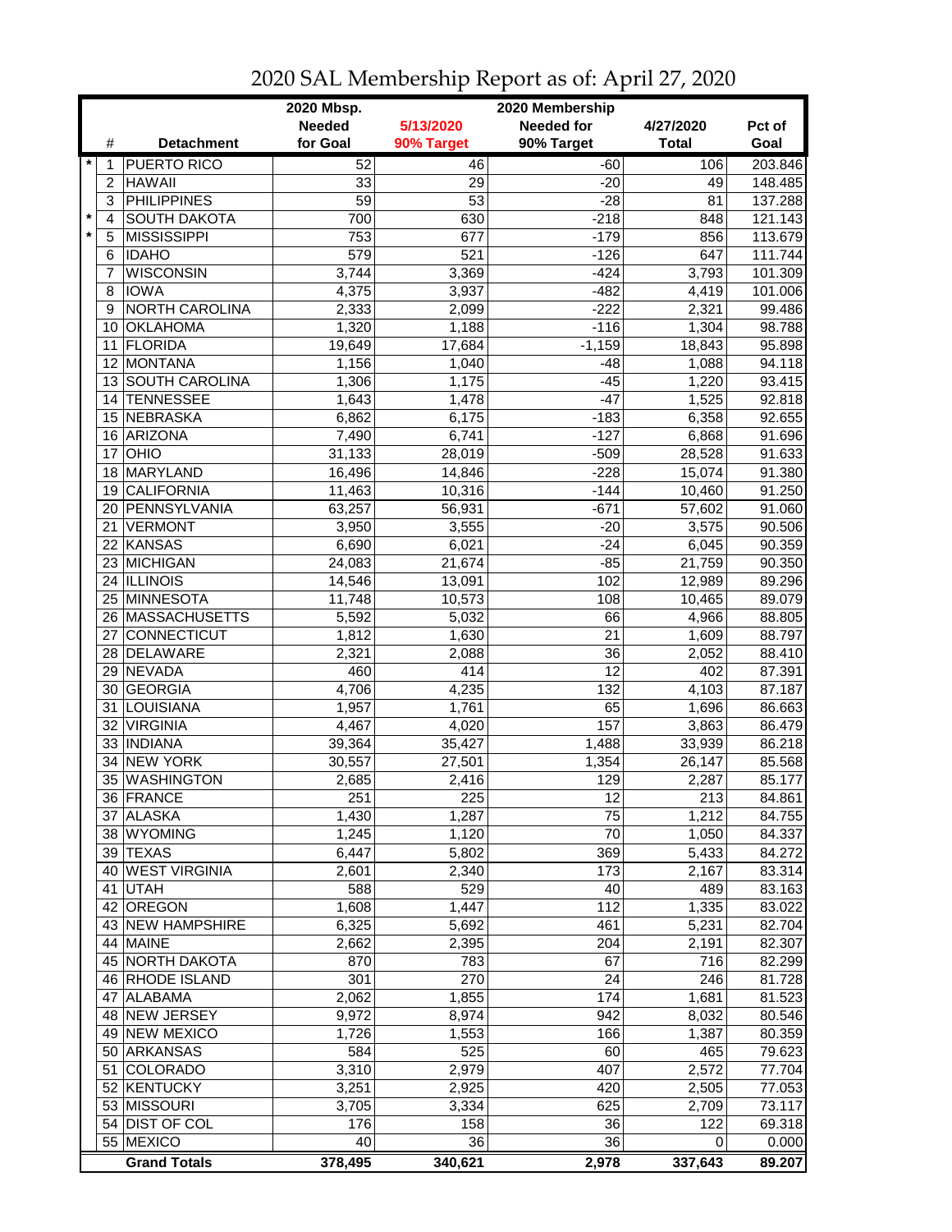# 2020 SAL Membership Report as of: April 27, 2020

| | # | Detachment | 2020 Mbsp. Needed for Goal | 5/13/2020 90% Target | 2020 Membership Needed for 90% Target | 4/27/2020 Total | Pct of Goal |
|---|---|---|---|---|---|---|---|
| * | 1 | PUERTO RICO | 52 | 46 | -60 | 106 | 203.846 |
| | 2 | HAWAII | 33 | 29 | -20 | 49 | 148.485 |
| | 3 | PHILIPPINES | 59 | 53 | -28 | 81 | 137.288 |
| * | 4 | SOUTH DAKOTA | 700 | 630 | -218 | 848 | 121.143 |
| * | 5 | MISSISSIPPI | 753 | 677 | -179 | 856 | 113.679 |
| | 6 | IDAHO | 579 | 521 | -126 | 647 | 111.744 |
| | 7 | WISCONSIN | 3,744 | 3,369 | -424 | 3,793 | 101.309 |
| | 8 | IOWA | 4,375 | 3,937 | -482 | 4,419 | 101.006 |
| | 9 | NORTH CAROLINA | 2,333 | 2,099 | -222 | 2,321 | 99.486 |
| | 10 | OKLAHOMA | 1,320 | 1,188 | -116 | 1,304 | 98.788 |
| | 11 | FLORIDA | 19,649 | 17,684 | -1,159 | 18,843 | 95.898 |
| | 12 | MONTANA | 1,156 | 1,040 | -48 | 1,088 | 94.118 |
| | 13 | SOUTH CAROLINA | 1,306 | 1,175 | -45 | 1,220 | 93.415 |
| | 14 | TENNESSEE | 1,643 | 1,478 | -47 | 1,525 | 92.818 |
| | 15 | NEBRASKA | 6,862 | 6,175 | -183 | 6,358 | 92.655 |
| | 16 | ARIZONA | 7,490 | 6,741 | -127 | 6,868 | 91.696 |
| | 17 | OHIO | 31,133 | 28,019 | -509 | 28,528 | 91.633 |
| | 18 | MARYLAND | 16,496 | 14,846 | -228 | 15,074 | 91.380 |
| | 19 | CALIFORNIA | 11,463 | 10,316 | -144 | 10,460 | 91.250 |
| | 20 | PENNSYLVANIA | 63,257 | 56,931 | -671 | 57,602 | 91.060 |
| | 21 | VERMONT | 3,950 | 3,555 | -20 | 3,575 | 90.506 |
| | 22 | KANSAS | 6,690 | 6,021 | -24 | 6,045 | 90.359 |
| | 23 | MICHIGAN | 24,083 | 21,674 | -85 | 21,759 | 90.350 |
| | 24 | ILLINOIS | 14,546 | 13,091 | 102 | 12,989 | 89.296 |
| | 25 | MINNESOTA | 11,748 | 10,573 | 108 | 10,465 | 89.079 |
| | 26 | MASSACHUSETTS | 5,592 | 5,032 | 66 | 4,966 | 88.805 |
| | 27 | CONNECTICUT | 1,812 | 1,630 | 21 | 1,609 | 88.797 |
| | 28 | DELAWARE | 2,321 | 2,088 | 36 | 2,052 | 88.410 |
| | 29 | NEVADA | 460 | 414 | 12 | 402 | 87.391 |
| | 30 | GEORGIA | 4,706 | 4,235 | 132 | 4,103 | 87.187 |
| | 31 | LOUISIANA | 1,957 | 1,761 | 65 | 1,696 | 86.663 |
| | 32 | VIRGINIA | 4,467 | 4,020 | 157 | 3,863 | 86.479 |
| | 33 | INDIANA | 39,364 | 35,427 | 1,488 | 33,939 | 86.218 |
| | 34 | NEW YORK | 30,557 | 27,501 | 1,354 | 26,147 | 85.568 |
| | 35 | WASHINGTON | 2,685 | 2,416 | 129 | 2,287 | 85.177 |
| | 36 | FRANCE | 251 | 225 | 12 | 213 | 84.861 |
| | 37 | ALASKA | 1,430 | 1,287 | 75 | 1,212 | 84.755 |
| | 38 | WYOMING | 1,245 | 1,120 | 70 | 1,050 | 84.337 |
| | 39 | TEXAS | 6,447 | 5,802 | 369 | 5,433 | 84.272 |
| | 40 | WEST VIRGINIA | 2,601 | 2,340 | 173 | 2,167 | 83.314 |
| | 41 | UTAH | 588 | 529 | 40 | 489 | 83.163 |
| | 42 | OREGON | 1,608 | 1,447 | 112 | 1,335 | 83.022 |
| | 43 | NEW HAMPSHIRE | 6,325 | 5,692 | 461 | 5,231 | 82.704 |
| | 44 | MAINE | 2,662 | 2,395 | 204 | 2,191 | 82.307 |
| | 45 | NORTH DAKOTA | 870 | 783 | 67 | 716 | 82.299 |
| | 46 | RHODE ISLAND | 301 | 270 | 24 | 246 | 81.728 |
| | 47 | ALABAMA | 2,062 | 1,855 | 174 | 1,681 | 81.523 |
| | 48 | NEW JERSEY | 9,972 | 8,974 | 942 | 8,032 | 80.546 |
| | 49 | NEW MEXICO | 1,726 | 1,553 | 166 | 1,387 | 80.359 |
| | 50 | ARKANSAS | 584 | 525 | 60 | 465 | 79.623 |
| | 51 | COLORADO | 3,310 | 2,979 | 407 | 2,572 | 77.704 |
| | 52 | KENTUCKY | 3,251 | 2,925 | 420 | 2,505 | 77.053 |
| | 53 | MISSOURI | 3,705 | 3,334 | 625 | 2,709 | 73.117 |
| | 54 | DIST OF COL | 176 | 158 | 36 | 122 | 69.318 |
| | 55 | MEXICO | 40 | 36 | 36 | 0 | 0.000 |
| | | **Grand Totals** | **378,495** | **340,621** | **2,978** | **337,643** | **89.207** |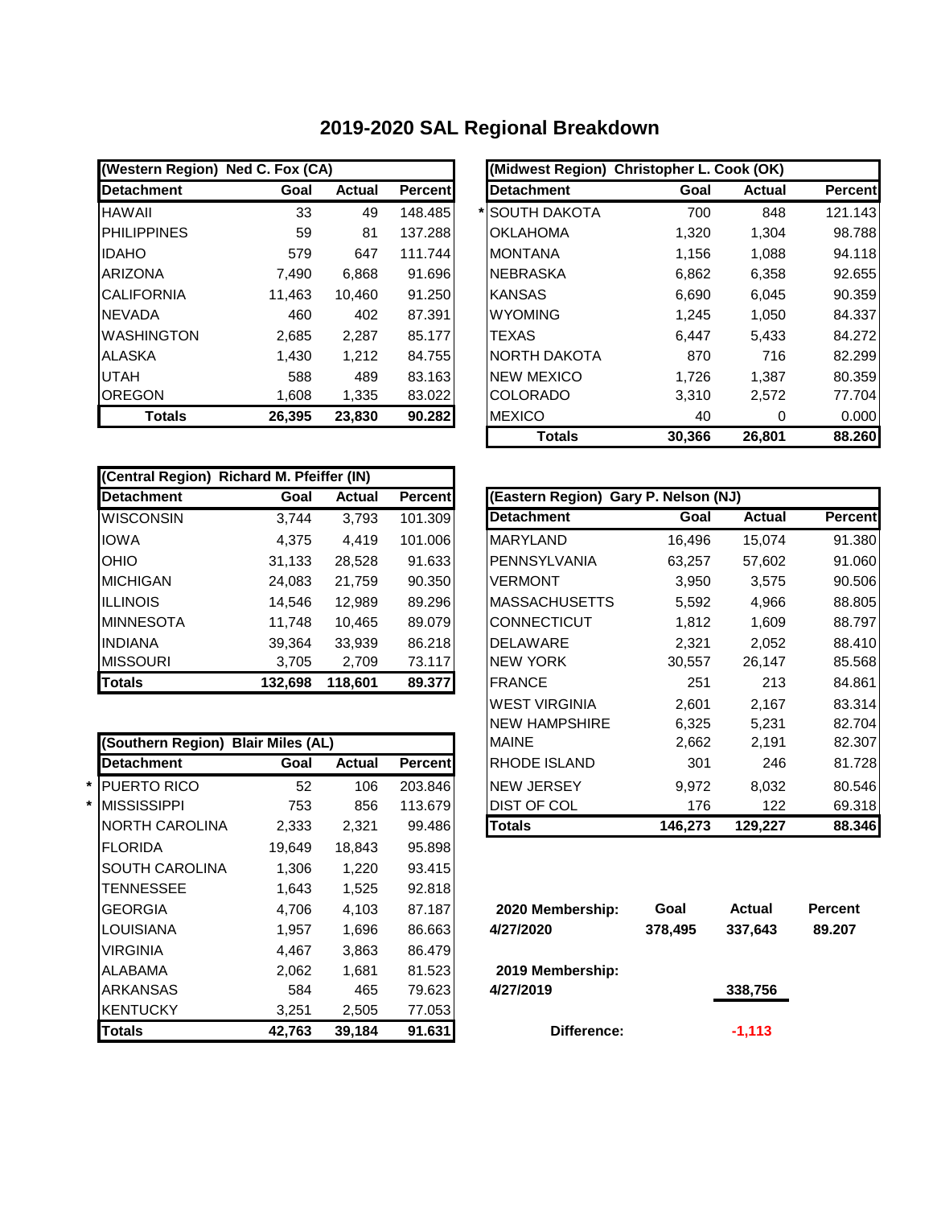# 2019-2020 SAL Regional Breakdown

| (Western Region) Ned C. Fox (CA) | | | |
|---|---|---|---|
| **Detachment** | **Goal** | **Actual** | **Percent** |
| HAWAII | 33 | 49 | 148.485 |
| PHILIPPINES | 59 | 81 | 137.288 |
| IDAHO | 579 | 647 | 111.744 |
| ARIZONA | 7,490 | 6,868 | 91.696 |
| CALIFORNIA | 11,463 | 10,460 | 91.250 |
| NEVADA | 460 | 402 | 87.391 |
| WASHINGTON | 2,685 | 2,287 | 85.177 |
| ALASKA | 1,430 | 1,212 | 84.755 |
| UTAH | 588 | 489 | 83.163 |
| OREGON | 1,608 | 1,335 | 83.022 |
| **Totals** | **26,395** | **23,830** | **90.282** |

| (Midwest Region) Christopher L. Cook (OK) | | | |
|---|---|---|---|
| **Detachment** | **Goal** | **Actual** | **Percent** |
| * SOUTH DAKOTA | 700 | 848 | 121.143 |
| OKLAHOMA | 1,320 | 1,304 | 98.788 |
| MONTANA | 1,156 | 1,088 | 94.118 |
| NEBRASKA | 6,862 | 6,358 | 92.655 |
| KANSAS | 6,690 | 6,045 | 90.359 |
| WYOMING | 1,245 | 1,050 | 84.337 |
| TEXAS | 6,447 | 5,433 | 84.272 |
| NORTH DAKOTA | 870 | 716 | 82.299 |
| NEW MEXICO | 1,726 | 1,387 | 80.359 |
| COLORADO | 3,310 | 2,572 | 77.704 |
| MEXICO | 40 | 0 | 0.000 |
| **Totals** | **30,366** | **26,801** | **88.260** |

| (Central Region) Richard M. Pfeiffer (IN) | | | |
|---|---|---|---|
| **Detachment** | **Goal** | **Actual** | **Percent** |
| WISCONSIN | 3,744 | 3,793 | 101.309 |
| IOWA | 4,375 | 4,419 | 101.006 |
| OHIO | 31,133 | 28,528 | 91.633 |
| MICHIGAN | 24,083 | 21,759 | 90.350 |
| ILLINOIS | 14,546 | 12,989 | 89.296 |
| MINNESOTA | 11,748 | 10,465 | 89.079 |
| INDIANA | 39,364 | 33,939 | 86.218 |
| MISSOURI | 3,705 | 2,709 | 73.117 |
| **Totals** | **132,698** | **118,601** | **89.377** |

| (Eastern Region) Gary P. Nelson (NJ) | | | |
|---|---|---|---|
| **Detachment** | **Goal** | **Actual** | **Percent** |
| MARYLAND | 16,496 | 15,074 | 91.380 |
| PENNSYLVANIA | 63,257 | 57,602 | 91.060 |
| VERMONT | 3,950 | 3,575 | 90.506 |
| MASSACHUSETTS | 5,592 | 4,966 | 88.805 |
| CONNECTICUT | 1,812 | 1,609 | 88.797 |
| DELAWARE | 2,321 | 2,052 | 88.410 |
| NEW YORK | 30,557 | 26,147 | 85.568 |
| FRANCE | 251 | 213 | 84.861 |
| WEST VIRGINIA | 2,601 | 2,167 | 83.314 |
| NEW HAMPSHIRE | 6,325 | 5,231 | 82.704 |
| MAINE | 2,662 | 2,191 | 82.307 |
| RHODE ISLAND | 301 | 246 | 81.728 |
| NEW JERSEY | 9,972 | 8,032 | 80.546 |
| DIST OF COL | 176 | 122 | 69.318 |
| **Totals** | **146,273** | **129,227** | **88.346** |

| (Southern Region) Blair Miles (AL) | | | |
|---|---|---|---|
| **Detachment** | **Goal** | **Actual** | **Percent** |
| * PUERTO RICO | 52 | 106 | 203.846 |
| * MISSISSIPPI | 753 | 856 | 113.679 |
| NORTH CAROLINA | 2,333 | 2,321 | 99.486 |
| FLORIDA | 19,649 | 18,843 | 95.898 |
| SOUTH CAROLINA | 1,306 | 1,220 | 93.415 |
| TENNESSEE | 1,643 | 1,525 | 92.818 |
| GEORGIA | 4,706 | 4,103 | 87.187 |
| LOUISIANA | 1,957 | 1,696 | 86.663 |
| VIRGINIA | 4,467 | 3,863 | 86.479 |
| ALABAMA | 2,062 | 1,681 | 81.523 |
| ARKANSAS | 584 | 465 | 79.623 |
| KENTUCKY | 3,251 | 2,505 | 77.053 |
| **Totals** | **42,763** | **39,184** | **91.631** |

| **2020 Membership:** | **Goal** | **Actual** | **Percent** |
|---|---|---|---|
| **4/27/2020** | **378,495** | **337,643** | **89.207** |
| **2019 Membership:** | | | |
| **4/27/2019** | | **338,756** | |
| **Difference:** | | **-1,113** | |